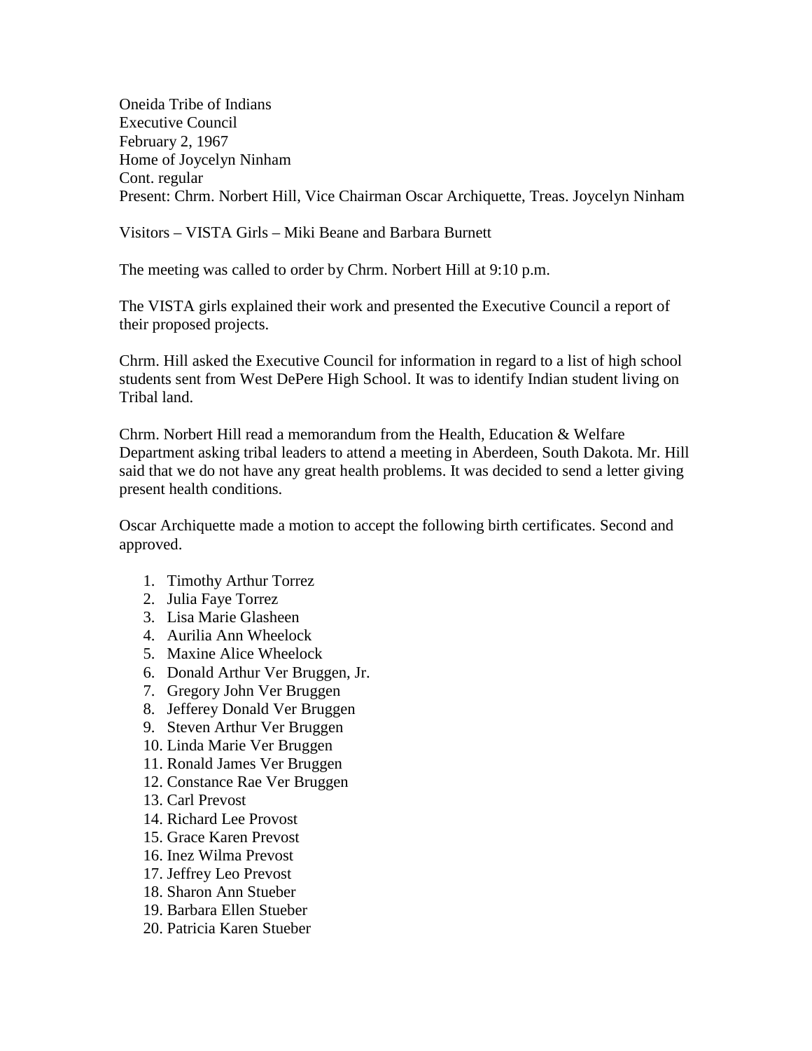Oneida Tribe of Indians
Executive Council
February 2, 1967
Home of Joycelyn Ninham
Cont. regular
Present: Chrm. Norbert Hill, Vice Chairman Oscar Archiquette, Treas. Joycelyn Ninham

Visitors – VISTA Girls – Miki Beane and Barbara Burnett

The meeting was called to order by Chrm. Norbert Hill at 9:10 p.m.

The VISTA girls explained their work and presented the Executive Council a report of their proposed projects.

Chrm. Hill asked the Executive Council for information in regard to a list of high school students sent from West DePere High School. It was to identify Indian student living on Tribal land.

Chrm. Norbert Hill read a memorandum from the Health, Education & Welfare Department asking tribal leaders to attend a meeting in Aberdeen, South Dakota. Mr. Hill said that we do not have any great health problems. It was decided to send a letter giving present health conditions.

Oscar Archiquette made a motion to accept the following birth certificates. Second and approved.

1. Timothy Arthur Torrez
2. Julia Faye Torrez
3. Lisa Marie Glasheen
4. Aurilia Ann Wheelock
5. Maxine Alice Wheelock
6. Donald Arthur Ver Bruggen, Jr.
7. Gregory John Ver Bruggen
8. Jefferey Donald Ver Bruggen
9. Steven Arthur Ver Bruggen
10. Linda Marie Ver Bruggen
11. Ronald James Ver Bruggen
12. Constance Rae Ver Bruggen
13. Carl Prevost
14. Richard Lee Provost
15. Grace Karen Prevost
16. Inez Wilma Prevost
17. Jeffrey Leo Prevost
18. Sharon Ann Stueber
19. Barbara Ellen Stueber
20. Patricia Karen Stueber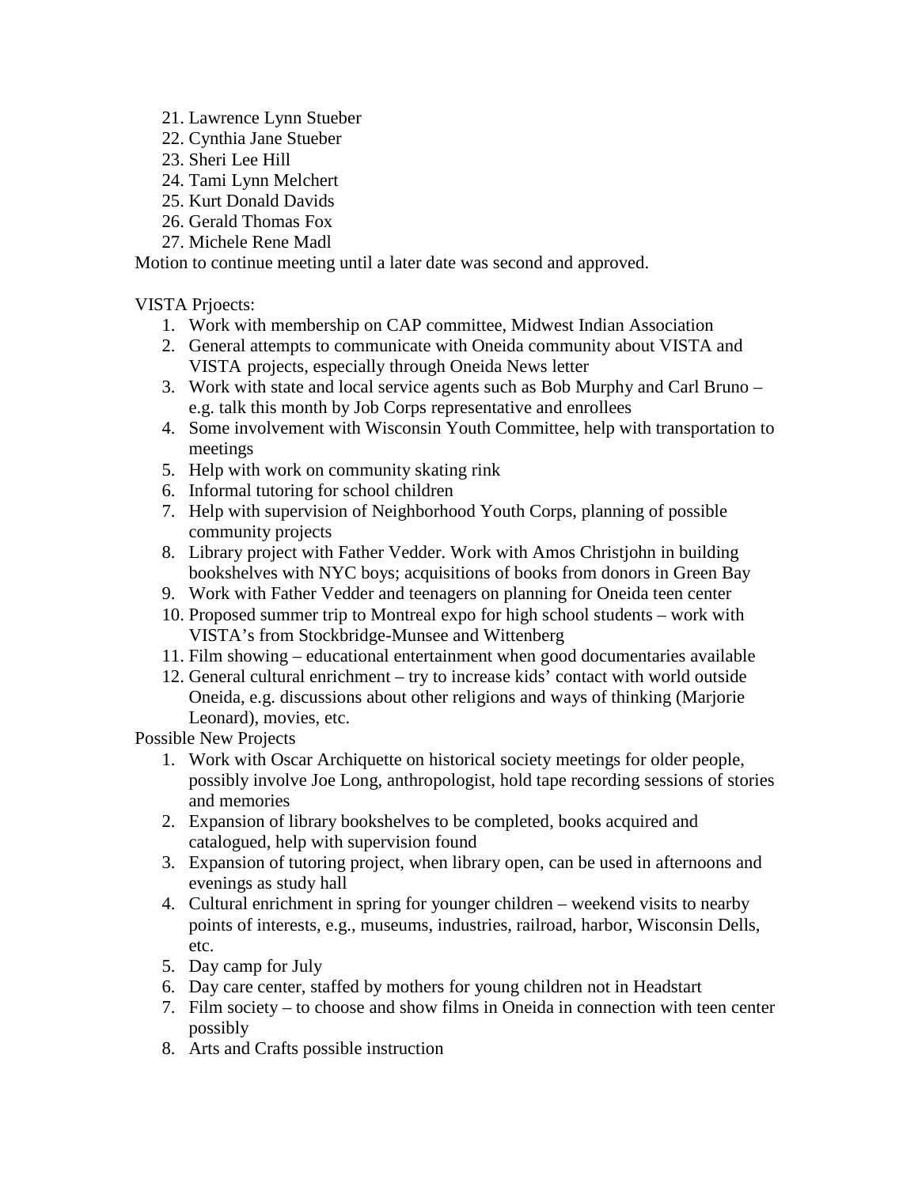21. Lawrence Lynn Stueber
22. Cynthia Jane Stueber
23. Sheri Lee Hill
24. Tami Lynn Melchert
25. Kurt Donald Davids
26. Gerald Thomas Fox
27. Michele Rene Madl

Motion to continue meeting until a later date was second and approved.

VISTA Prjoects:

1. Work with membership on CAP committee, Midwest Indian Association
2. General attempts to communicate with Oneida community about VISTA and VISTA projects, especially through Oneida News letter
3. Work with state and local service agents such as Bob Murphy and Carl Bruno – e.g. talk this month by Job Corps representative and enrollees
4. Some involvement with Wisconsin Youth Committee, help with transportation to meetings
5. Help with work on community skating rink
6. Informal tutoring for school children
7. Help with supervision of Neighborhood Youth Corps, planning of possible community projects
8. Library project with Father Vedder. Work with Amos Christjohn in building bookshelves with NYC boys; acquisitions of books from donors in Green Bay
9. Work with Father Vedder and teenagers on planning for Oneida teen center
10. Proposed summer trip to Montreal expo for high school students – work with VISTA's from Stockbridge-Munsee and Wittenberg
11. Film showing – educational entertainment when good documentaries available
12. General cultural enrichment – try to increase kids' contact with world outside Oneida, e.g. discussions about other religions and ways of thinking (Marjorie Leonard), movies, etc.

Possible New Projects

1. Work with Oscar Archiquette on historical society meetings for older people, possibly involve Joe Long, anthropologist, hold tape recording sessions of stories and memories
2. Expansion of library bookshelves to be completed, books acquired and catalogued, help with supervision found
3. Expansion of tutoring project, when library open, can be used in afternoons and evenings as study hall
4. Cultural enrichment in spring for younger children – weekend visits to nearby points of interests, e.g., museums, industries, railroad, harbor, Wisconsin Dells, etc.
5. Day camp for July
6. Day care center, staffed by mothers for young children not in Headstart
7. Film society – to choose and show films in Oneida in connection with teen center possibly
8. Arts and Crafts possible instruction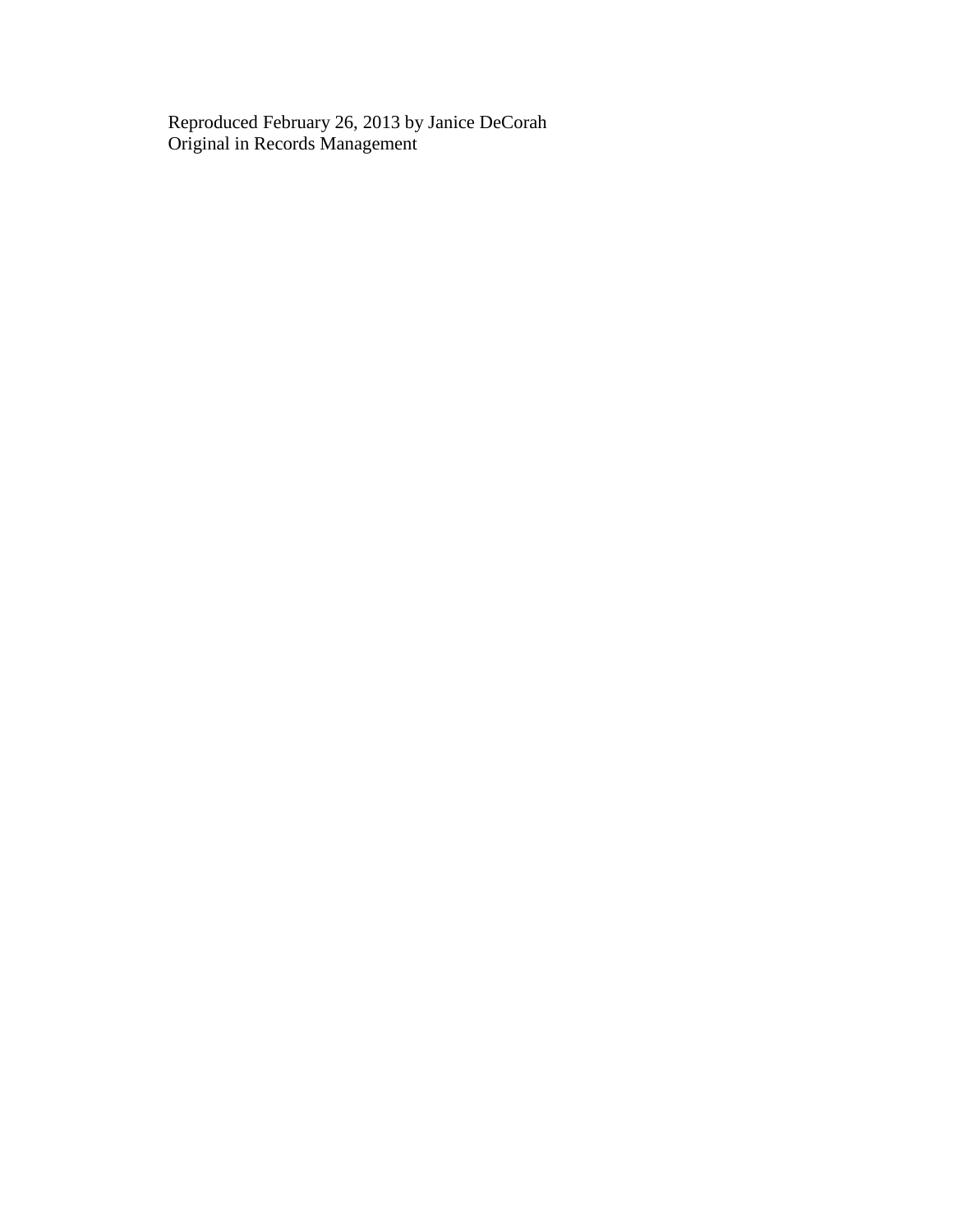Reproduced February 26, 2013 by Janice DeCorah
Original in Records Management